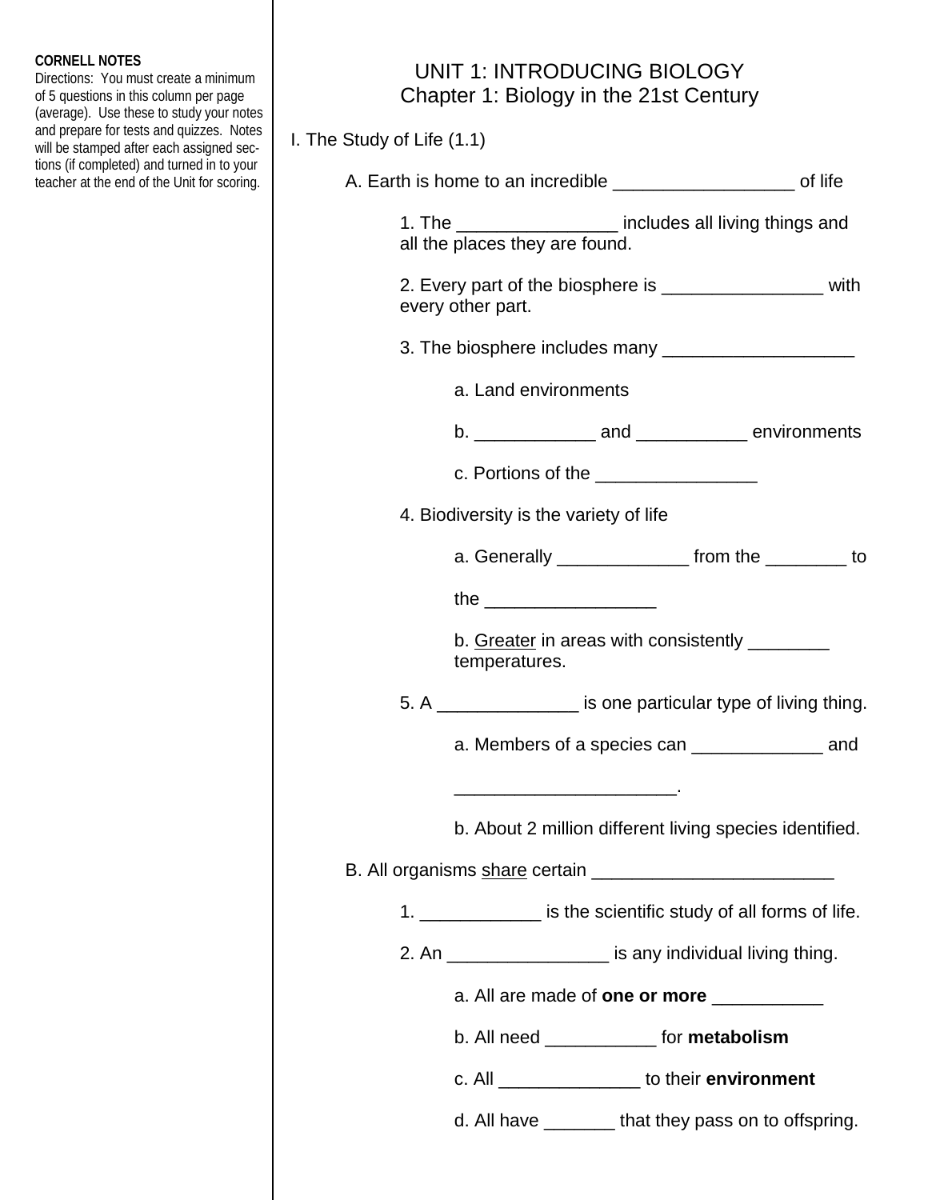**CORNELL NOTES**

Directions: You must create a minimum of 5 questions in this column per page (average). Use these to study your notes and prepare for tests and quizzes. Notes will be stamped after each assigned sections (if completed) and turned in to your teacher at the end of the Unit for scoring.

# UNIT 1: INTRODUCING BIOLOGY
## Chapter 1: Biology in the 21st Century

I. The Study of Life (1.1)

A. Earth is home to an incredible _________________ of life

1. The _______________ includes all living things and all the places they are found.

2. Every part of the biosphere is _______________ with every other part.

3. The biosphere includes many __________________

a. Land environments

b. ___________ and __________ environments

c. Portions of the _______________

4. Biodiversity is the variety of life

a. Generally ____________ from the ________ to the ________________

b. <u>Greater</u> in areas with consistently ________ temperatures.

5. A _____________ is one particular type of living thing.

a. Members of a species can ____________ and _____________________.

b. About 2 million different living species identified.

B. All organisms <u>share</u> certain _______________________

1. ___________ is the scientific study of all forms of life.

2. An _______________ is any individual living thing.

a. All are made of **one or more** __________

b. All need __________ for **metabolism**

c. All _____________ to their **environment**

d. All have _______ that they pass on to offspring.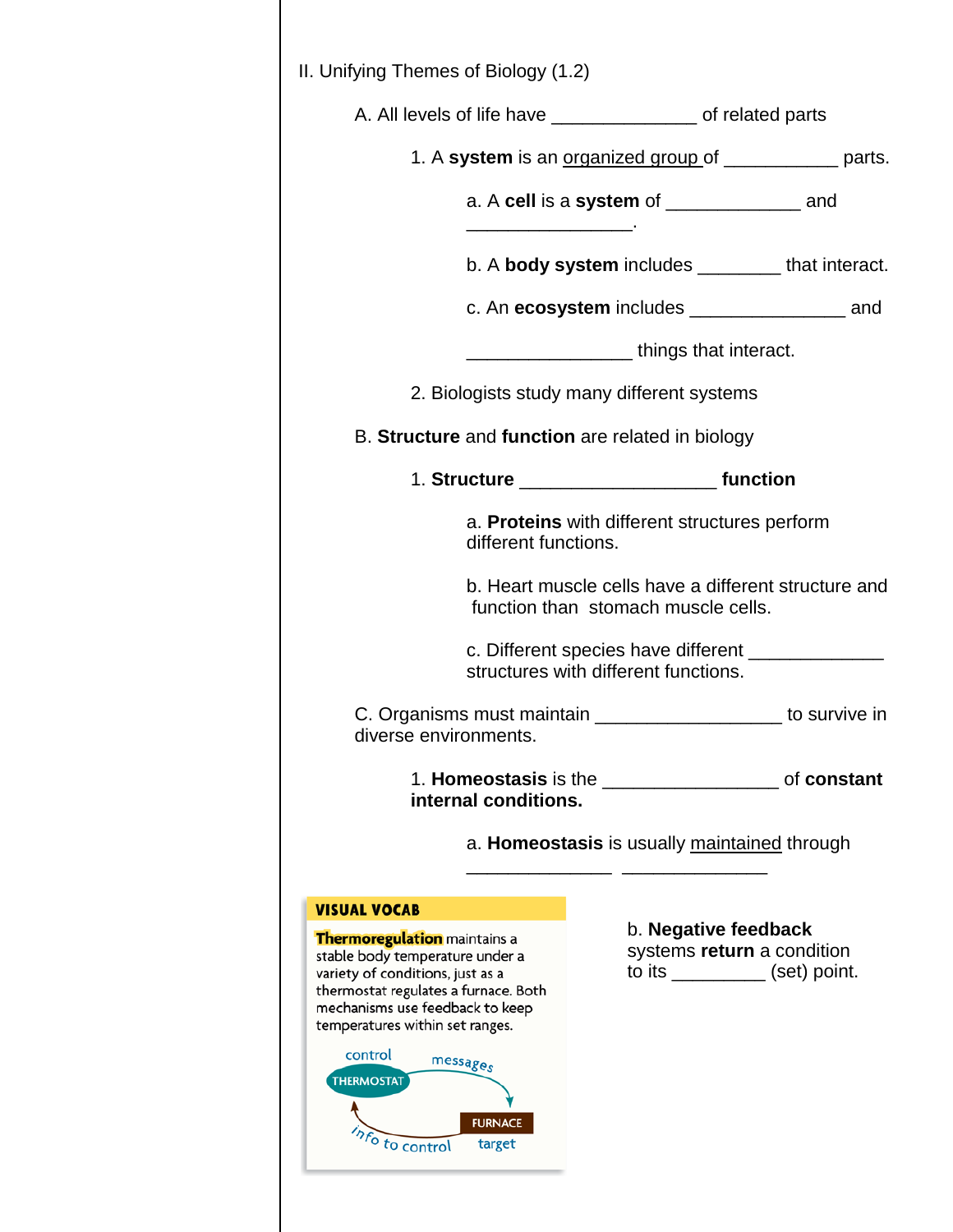II. Unifying Themes of Biology (1.2)

A. All levels of life have ______________ of related parts

1. A **system** is an organized group of ___________ parts.

a. A **cell** is a **system** of _____________ and ________________.

b. A **body system** includes ________ that interact.

c. An **ecosystem** includes _______________ and ________________ things that interact.

2. Biologists study many different systems

B. **Structure** and **function** are related in biology

1. **Structure** ___________________ **function**

a. **Proteins** with different structures perform different functions.

b. Heart muscle cells have a different structure and function than stomach muscle cells.

c. Different species have different _____________ structures with different functions.

C. Organisms must maintain __________________ to survive in diverse environments.

1. **Homeostasis** is the ________________ of **constant internal conditions.**

a. **Homeostasis** is usually maintained through ______________ ______________

**VISUAL VOCAB**

**Thermoregulation** maintains a stable body temperature under a variety of conditions, just as a thermostat regulates a furnace. Both mechanisms use feedback to keep temperatures within set ranges.

control — THERMOSTAT — messages — FURNACE — target — info to control

b. **Negative feedback** systems **return** a condition to its _________ (set) point.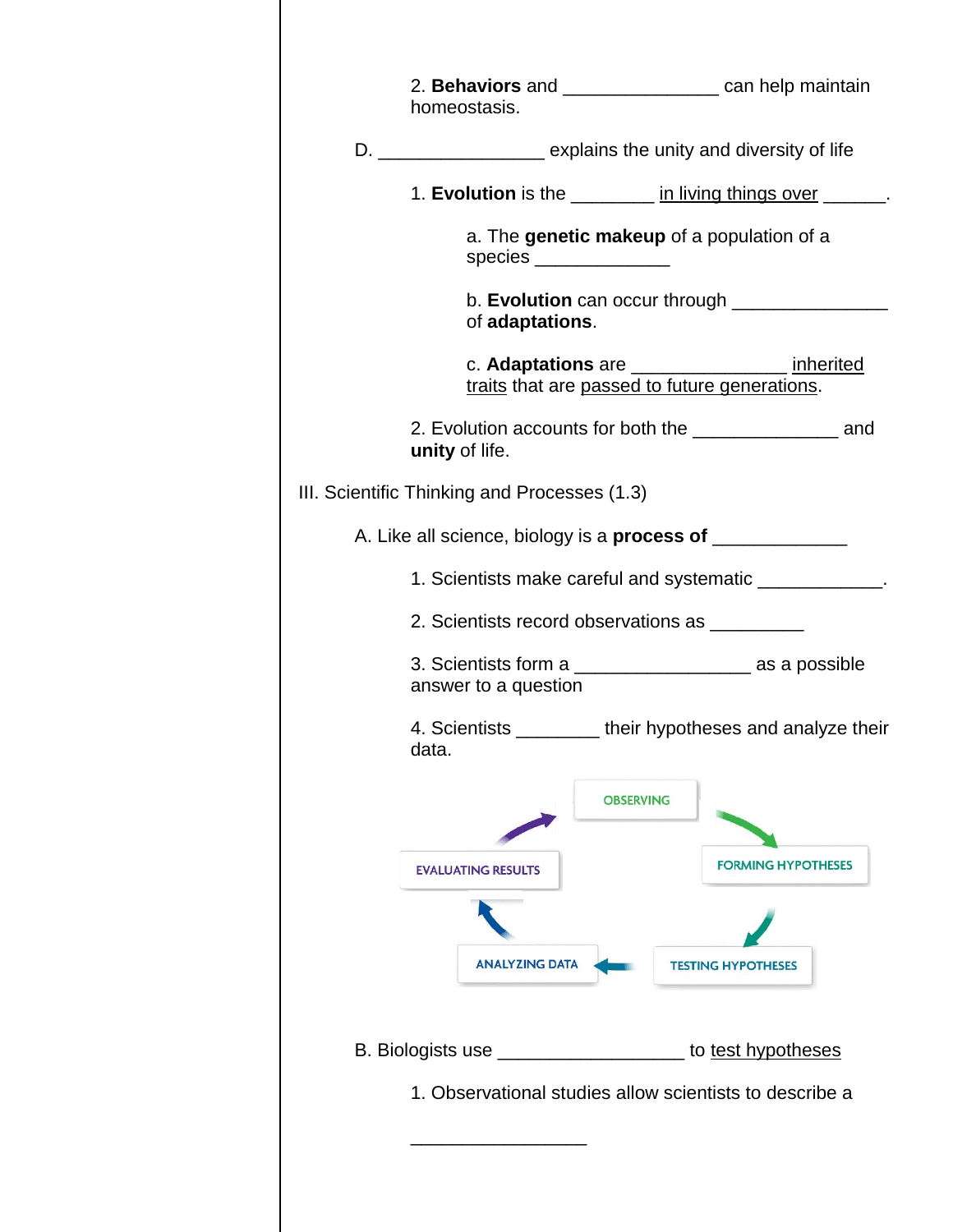2. **Behaviors** and _______________ can help maintain homeostasis.

D. ________________ explains the unity and diversity of life

1. **Evolution** is the ________ <u>in living things over</u> ______.

a. The **genetic makeup** of a population of a species _____________

b. **Evolution** can occur through _______________ of **adaptations**.

c. **Adaptations** are _______________ <u>inherited traits</u> that are <u>passed to future generations</u>.

2. Evolution accounts for both the ______________ and **unity** of life.

III. Scientific Thinking and Processes (1.3)

A. Like all science, biology is a **process of** _____________

1. Scientists make careful and systematic ____________.

2. Scientists record observations as _________

3. Scientists form a _________________ as a possible answer to a question

4. Scientists ________ their hypotheses and analyze their data.

OBSERVING → FORMING HYPOTHESES → TESTING HYPOTHESES → ANALYZING DATA → EVALUATING RESULTS → OBSERVING

B. Biologists use __________________ to <u>test hypotheses</u>

1. Observational studies allow scientists to describe a

_________________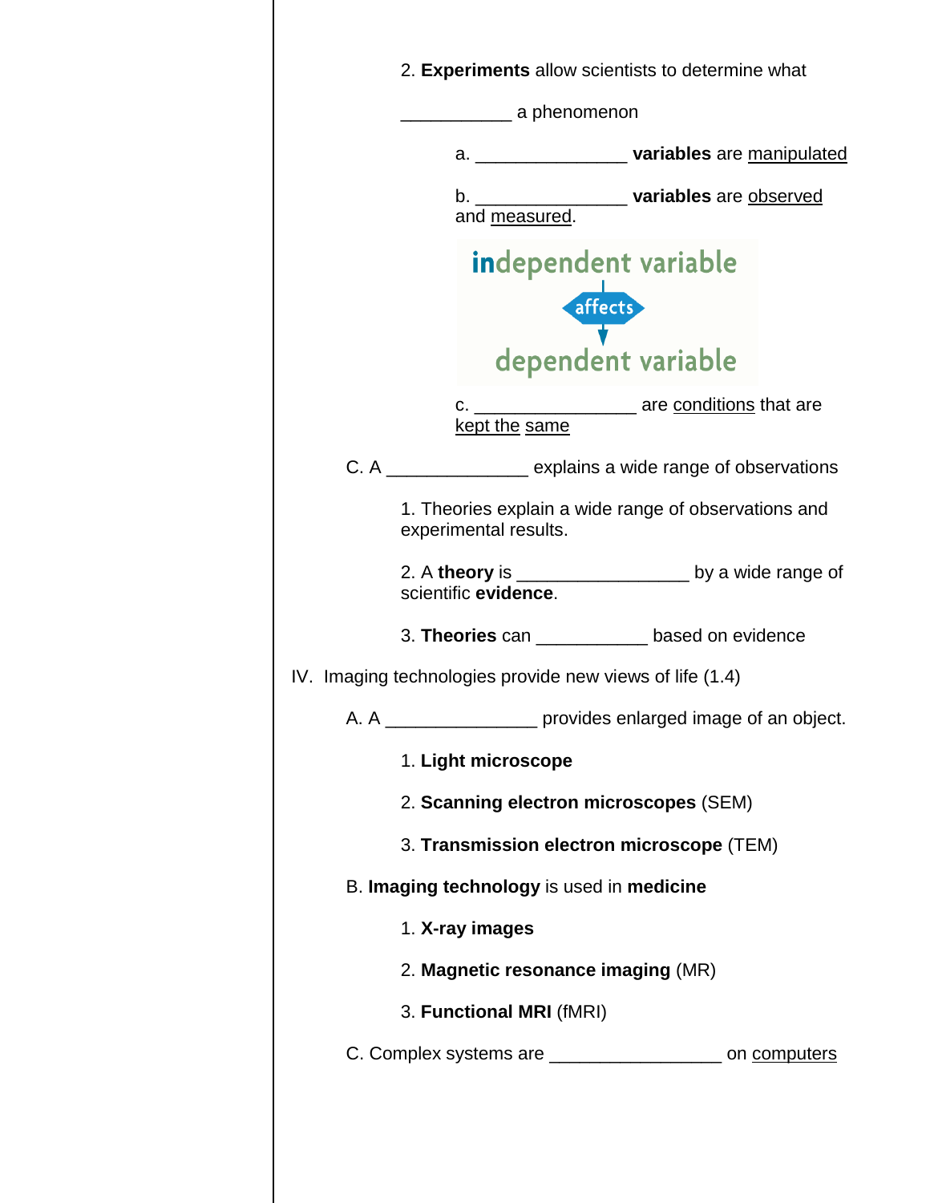2. **Experiments** allow scientists to determine what

___________ a phenomenon

a. _______________ **variables** are <u>manipulated</u>

b. _______________ **variables** are <u>observed</u> and <u>measured</u>.

independent variable

affects

dependent variable

c. ________________ are <u>conditions</u> that are <u>kept the same</u>

C. A ______________ explains a wide range of observations

1. Theories explain a wide range of observations and experimental results.

2. A **theory** is _________________ by a wide range of scientific **evidence**.

3. **Theories** can ___________ based on evidence

IV. Imaging technologies provide new views of life (1.4)

A. A _______________ provides enlarged image of an object.

1. **Light microscope**

2. **Scanning electron microscopes** (SEM)

3. **Transmission electron microscope** (TEM)

B. **Imaging technology** is used in **medicine**

1. **X-ray images**

2. **Magnetic resonance imaging** (MR)

3. **Functional MRI** (fMRI)

C. Complex systems are _________________ on <u>computers</u>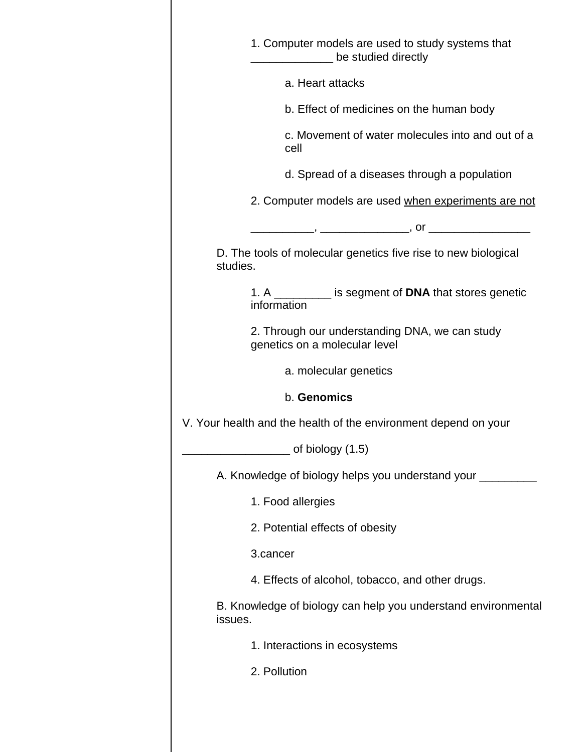1. Computer models are used to study systems that _____________ be studied directly

    a. Heart attacks

    b. Effect of medicines on the human body

    c. Movement of water molecules into and out of a cell

    d. Spread of a diseases through a population

2. Computer models are used <u>when experiments are not</u>

__________, ______________, or ________________

D. The tools of molecular genetics five rise to new biological studies.

1. A _________ is segment of **DNA** that stores genetic information

2. Through our understanding DNA, we can study genetics on a molecular level

    a. molecular genetics

    b. **Genomics**

V. Your health and the health of the environment depend on your

_________________ of biology (1.5)

A. Knowledge of biology helps you understand your _________

1. Food allergies

2. Potential effects of obesity

3.cancer

4. Effects of alcohol, tobacco, and other drugs.

B. Knowledge of biology can help you understand environmental issues.

1. Interactions in ecosystems

2. Pollution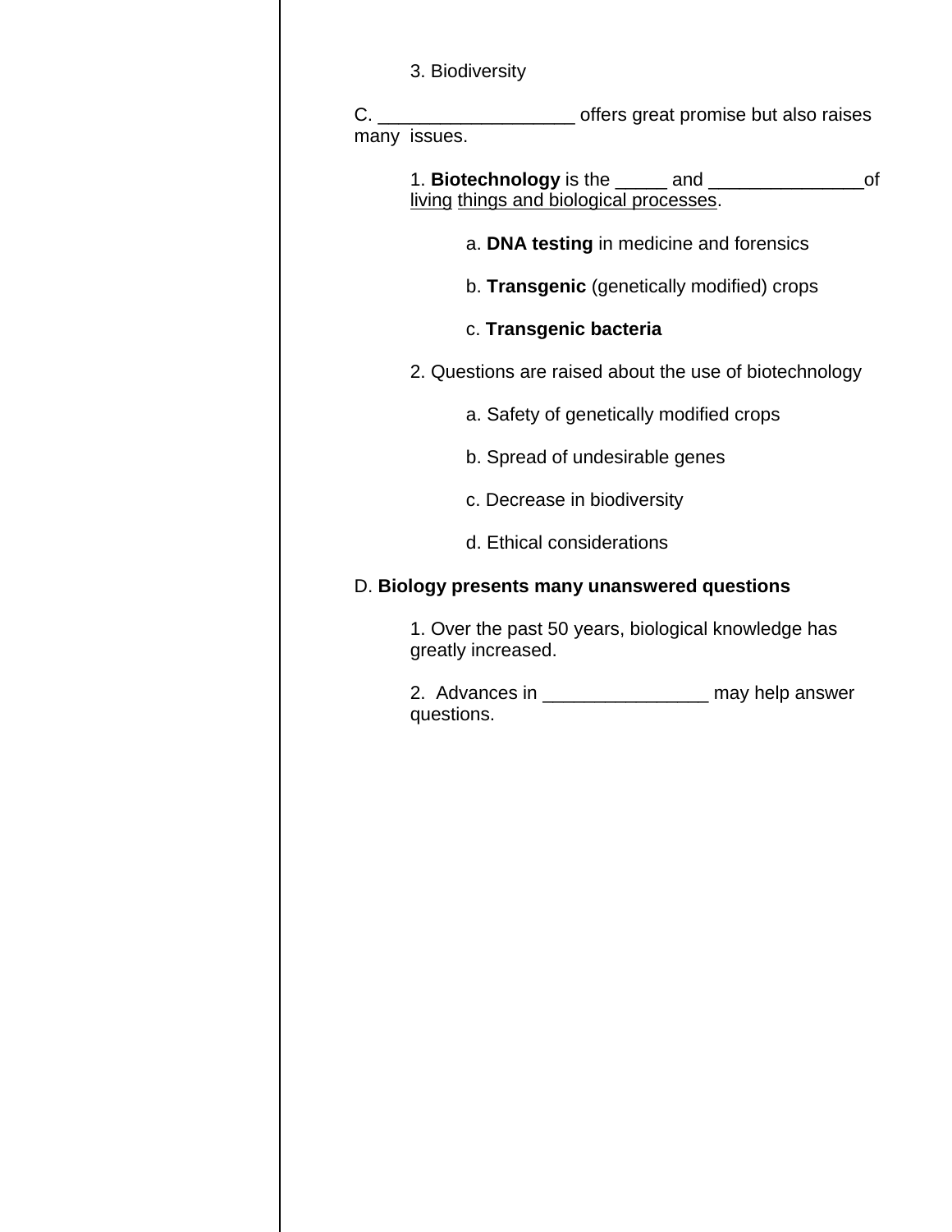3. Biodiversity

C. ___________________ offers great promise but also raises many issues.

1. **Biotechnology** is the _____ and _______________of <u>living</u> <u>things and biological processes</u>.

   a. **DNA testing** in medicine and forensics

   b. **Transgenic** (genetically modified) crops

   c. **Transgenic bacteria**

2. Questions are raised about the use of biotechnology

   a. Safety of genetically modified crops

   b. Spread of undesirable genes

   c. Decrease in biodiversity

   d. Ethical considerations

D. **Biology presents many unanswered questions**

1. Over the past 50 years, biological knowledge has greatly increased.

2. Advances in ________________ may help answer questions.